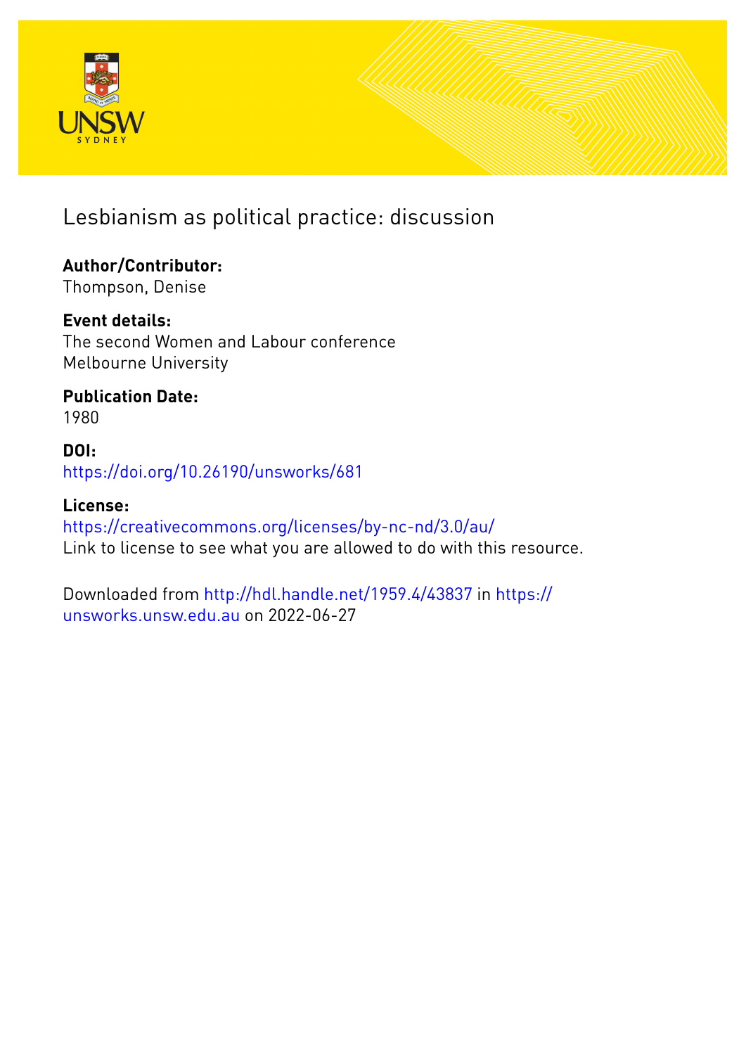# Lesbianism as political practice: discussion

**Author/Contributor:**
Thompson, Denise

**Event details:**
The second Women and Labour conference
Melbourne University

**Publication Date:**
1980

**DOI:**
https://doi.org/10.26190/unsworks/681

**License:**
https://creativecommons.org/licenses/by-nc-nd/3.0/au/
Link to license to see what you are allowed to do with this resource.

Downloaded from http://hdl.handle.net/1959.4/43837 in https://unsworks.unsw.edu.au on 2022-06-27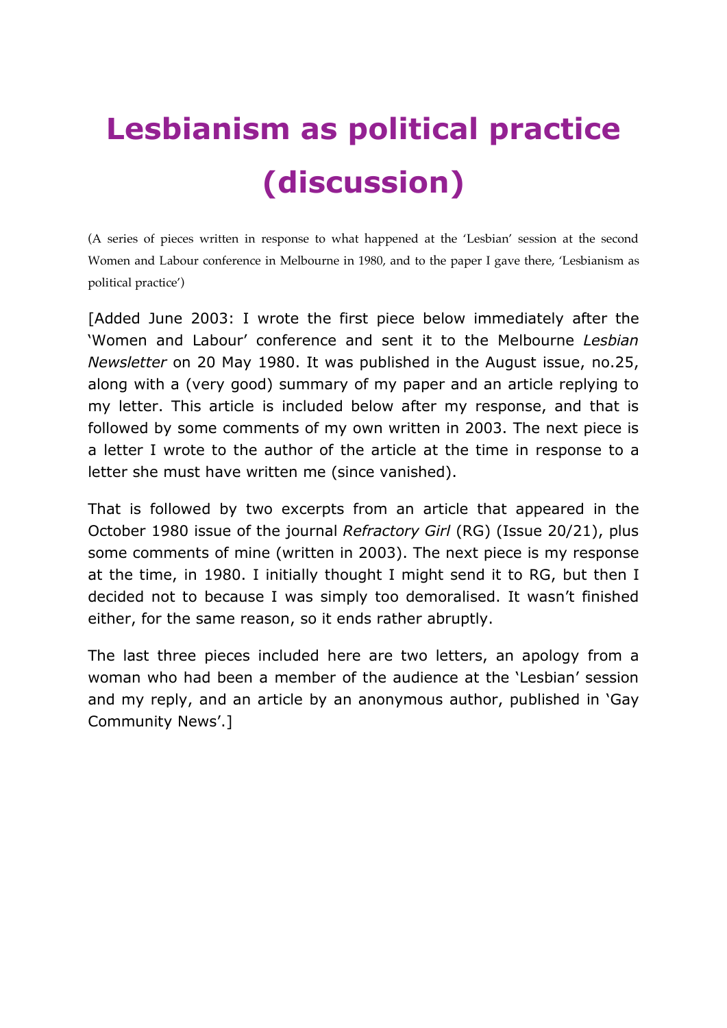# Lesbianism as political practice (discussion)

(A series of pieces written in response to what happened at the 'Lesbian' session at the second Women and Labour conference in Melbourne in 1980, and to the paper I gave there, 'Lesbianism as political practice')

[Added June 2003: I wrote the first piece below immediately after the 'Women and Labour' conference and sent it to the Melbourne *Lesbian Newsletter* on 20 May 1980. It was published in the August issue, no.25, along with a (very good) summary of my paper and an article replying to my letter. This article is included below after my response, and that is followed by some comments of my own written in 2003. The next piece is a letter I wrote to the author of the article at the time in response to a letter she must have written me (since vanished).

That is followed by two excerpts from an article that appeared in the October 1980 issue of the journal *Refractory Girl* (RG) (Issue 20/21), plus some comments of mine (written in 2003). The next piece is my response at the time, in 1980. I initially thought I might send it to RG, but then I decided not to because I was simply too demoralised. It wasn't finished either, for the same reason, so it ends rather abruptly.

The last three pieces included here are two letters, an apology from a woman who had been a member of the audience at the 'Lesbian' session and my reply, and an article by an anonymous author, published in 'Gay Community News'.]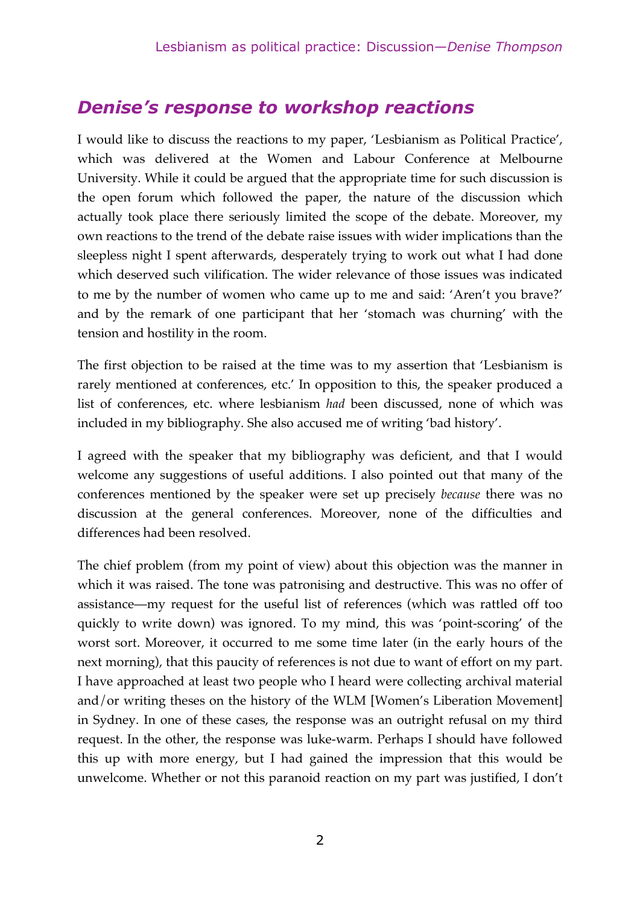## *Denise's response to workshop reactions*

I would like to discuss the reactions to my paper, 'Lesbianism as Political Practice', which was delivered at the Women and Labour Conference at Melbourne University. While it could be argued that the appropriate time for such discussion is the open forum which followed the paper, the nature of the discussion which actually took place there seriously limited the scope of the debate. Moreover, my own reactions to the trend of the debate raise issues with wider implications than the sleepless night I spent afterwards, desperately trying to work out what I had done which deserved such vilification. The wider relevance of those issues was indicated to me by the number of women who came up to me and said: 'Aren't you brave?' and by the remark of one participant that her 'stomach was churning' with the tension and hostility in the room.

The first objection to be raised at the time was to my assertion that 'Lesbianism is rarely mentioned at conferences, etc.' In opposition to this, the speaker produced a list of conferences, etc. where lesbianism *had* been discussed, none of which was included in my bibliography. She also accused me of writing 'bad history'.

I agreed with the speaker that my bibliography was deficient, and that I would welcome any suggestions of useful additions. I also pointed out that many of the conferences mentioned by the speaker were set up precisely *because* there was no discussion at the general conferences. Moreover, none of the difficulties and differences had been resolved.

The chief problem (from my point of view) about this objection was the manner in which it was raised. The tone was patronising and destructive. This was no offer of assistance—my request for the useful list of references (which was rattled off too quickly to write down) was ignored. To my mind, this was 'point-scoring' of the worst sort. Moreover, it occurred to me some time later (in the early hours of the next morning), that this paucity of references is not due to want of effort on my part. I have approached at least two people who I heard were collecting archival material and/or writing theses on the history of the WLM [Women's Liberation Movement] in Sydney. In one of these cases, the response was an outright refusal on my third request. In the other, the response was luke-warm. Perhaps I should have followed this up with more energy, but I had gained the impression that this would be unwelcome. Whether or not this paranoid reaction on my part was justified, I don't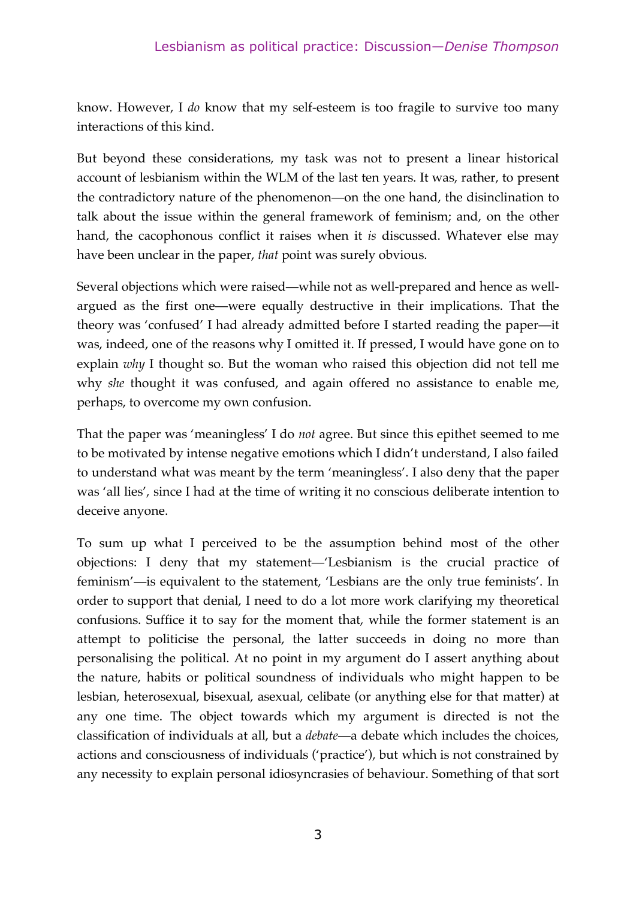know. However, I *do* know that my self-esteem is too fragile to survive too many interactions of this kind.

But beyond these considerations, my task was not to present a linear historical account of lesbianism within the WLM of the last ten years. It was, rather, to present the contradictory nature of the phenomenon—on the one hand, the disinclination to talk about the issue within the general framework of feminism; and, on the other hand, the cacophonous conflict it raises when it *is* discussed. Whatever else may have been unclear in the paper, *that* point was surely obvious.

Several objections which were raised—while not as well-prepared and hence as well-argued as the first one—were equally destructive in their implications. That the theory was 'confused' I had already admitted before I started reading the paper—it was, indeed, one of the reasons why I omitted it. If pressed, I would have gone on to explain *why* I thought so. But the woman who raised this objection did not tell me why *she* thought it was confused, and again offered no assistance to enable me, perhaps, to overcome my own confusion.

That the paper was 'meaningless' I do *not* agree. But since this epithet seemed to me to be motivated by intense negative emotions which I didn't understand, I also failed to understand what was meant by the term 'meaningless'. I also deny that the paper was 'all lies', since I had at the time of writing it no conscious deliberate intention to deceive anyone.

To sum up what I perceived to be the assumption behind most of the other objections: I deny that my statement—'Lesbianism is the crucial practice of feminism'—is equivalent to the statement, 'Lesbians are the only true feminists'. In order to support that denial, I need to do a lot more work clarifying my theoretical confusions. Suffice it to say for the moment that, while the former statement is an attempt to politicise the personal, the latter succeeds in doing no more than personalising the political. At no point in my argument do I assert anything about the nature, habits or political soundness of individuals who might happen to be lesbian, heterosexual, bisexual, asexual, celibate (or anything else for that matter) at any one time. The object towards which my argument is directed is not the classification of individuals at all, but a *debate*—a debate which includes the choices, actions and consciousness of individuals ('practice'), but which is not constrained by any necessity to explain personal idiosyncrasies of behaviour. Something of that sort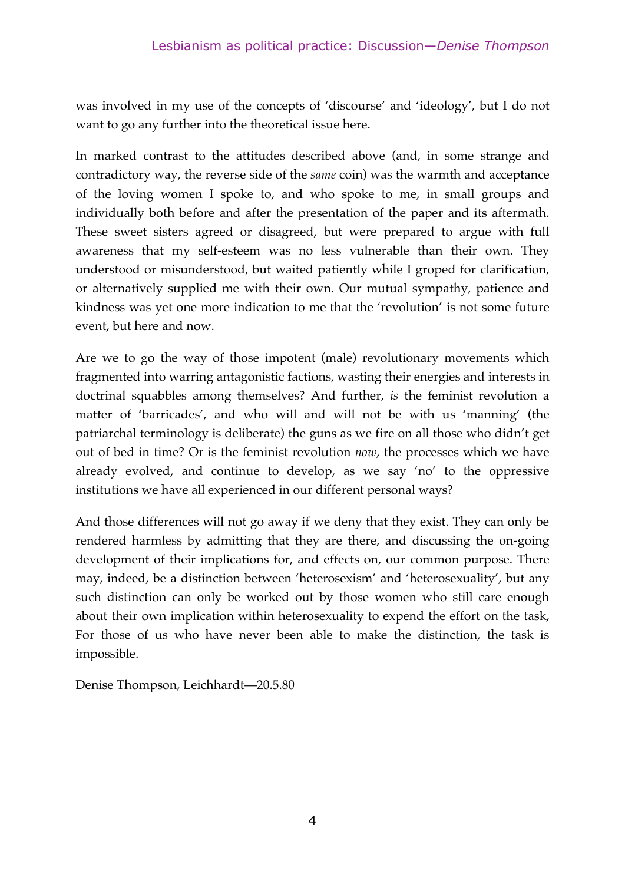was involved in my use of the concepts of 'discourse' and 'ideology', but I do not want to go any further into the theoretical issue here.

In marked contrast to the attitudes described above (and, in some strange and contradictory way, the reverse side of the *same* coin) was the warmth and acceptance of the loving women I spoke to, and who spoke to me, in small groups and individually both before and after the presentation of the paper and its aftermath. These sweet sisters agreed or disagreed, but were prepared to argue with full awareness that my self-esteem was no less vulnerable than their own. They understood or misunderstood, but waited patiently while I groped for clarification, or alternatively supplied me with their own. Our mutual sympathy, patience and kindness was yet one more indication to me that the 'revolution' is not some future event, but here and now.

Are we to go the way of those impotent (male) revolutionary movements which fragmented into warring antagonistic factions, wasting their energies and interests in doctrinal squabbles among themselves? And further, *is* the feminist revolution a matter of 'barricades', and who will and will not be with us 'manning' (the patriarchal terminology is deliberate) the guns as we fire on all those who didn't get out of bed in time? Or is the feminist revolution *now*, the processes which we have already evolved, and continue to develop, as we say 'no' to the oppressive institutions we have all experienced in our different personal ways?

And those differences will not go away if we deny that they exist. They can only be rendered harmless by admitting that they are there, and discussing the on-going development of their implications for, and effects on, our common purpose. There may, indeed, be a distinction between 'heterosexism' and 'heterosexuality', but any such distinction can only be worked out by those women who still care enough about their own implication within heterosexuality to expend the effort on the task, For those of us who have never been able to make the distinction, the task is impossible.

Denise Thompson, Leichhardt—20.5.80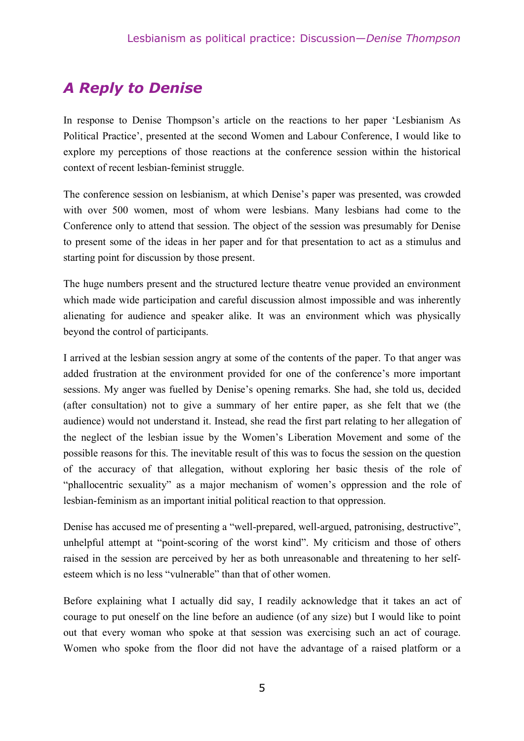## *A Reply to Denise*

In response to Denise Thompson's article on the reactions to her paper 'Lesbianism As Political Practice', presented at the second Women and Labour Conference, I would like to explore my perceptions of those reactions at the conference session within the historical context of recent lesbian-feminist struggle.

The conference session on lesbianism, at which Denise's paper was presented, was crowded with over 500 women, most of whom were lesbians. Many lesbians had come to the Conference only to attend that session. The object of the session was presumably for Denise to present some of the ideas in her paper and for that presentation to act as a stimulus and starting point for discussion by those present.

The huge numbers present and the structured lecture theatre venue provided an environment which made wide participation and careful discussion almost impossible and was inherently alienating for audience and speaker alike. It was an environment which was physically beyond the control of participants.

I arrived at the lesbian session angry at some of the contents of the paper. To that anger was added frustration at the environment provided for one of the conference's more important sessions. My anger was fuelled by Denise's opening remarks. She had, she told us, decided (after consultation) not to give a summary of her entire paper, as she felt that we (the audience) would not understand it. Instead, she read the first part relating to her allegation of the neglect of the lesbian issue by the Women's Liberation Movement and some of the possible reasons for this. The inevitable result of this was to focus the session on the question of the accuracy of that allegation, without exploring her basic thesis of the role of "phallocentric sexuality" as a major mechanism of women's oppression and the role of lesbian-feminism as an important initial political reaction to that oppression.

Denise has accused me of presenting a "well-prepared, well-argued, patronising, destructive", unhelpful attempt at "point-scoring of the worst kind". My criticism and those of others raised in the session are perceived by her as both unreasonable and threatening to her self-esteem which is no less "vulnerable" than that of other women.

Before explaining what I actually did say, I readily acknowledge that it takes an act of courage to put oneself on the line before an audience (of any size) but I would like to point out that every woman who spoke at that session was exercising such an act of courage. Women who spoke from the floor did not have the advantage of a raised platform or a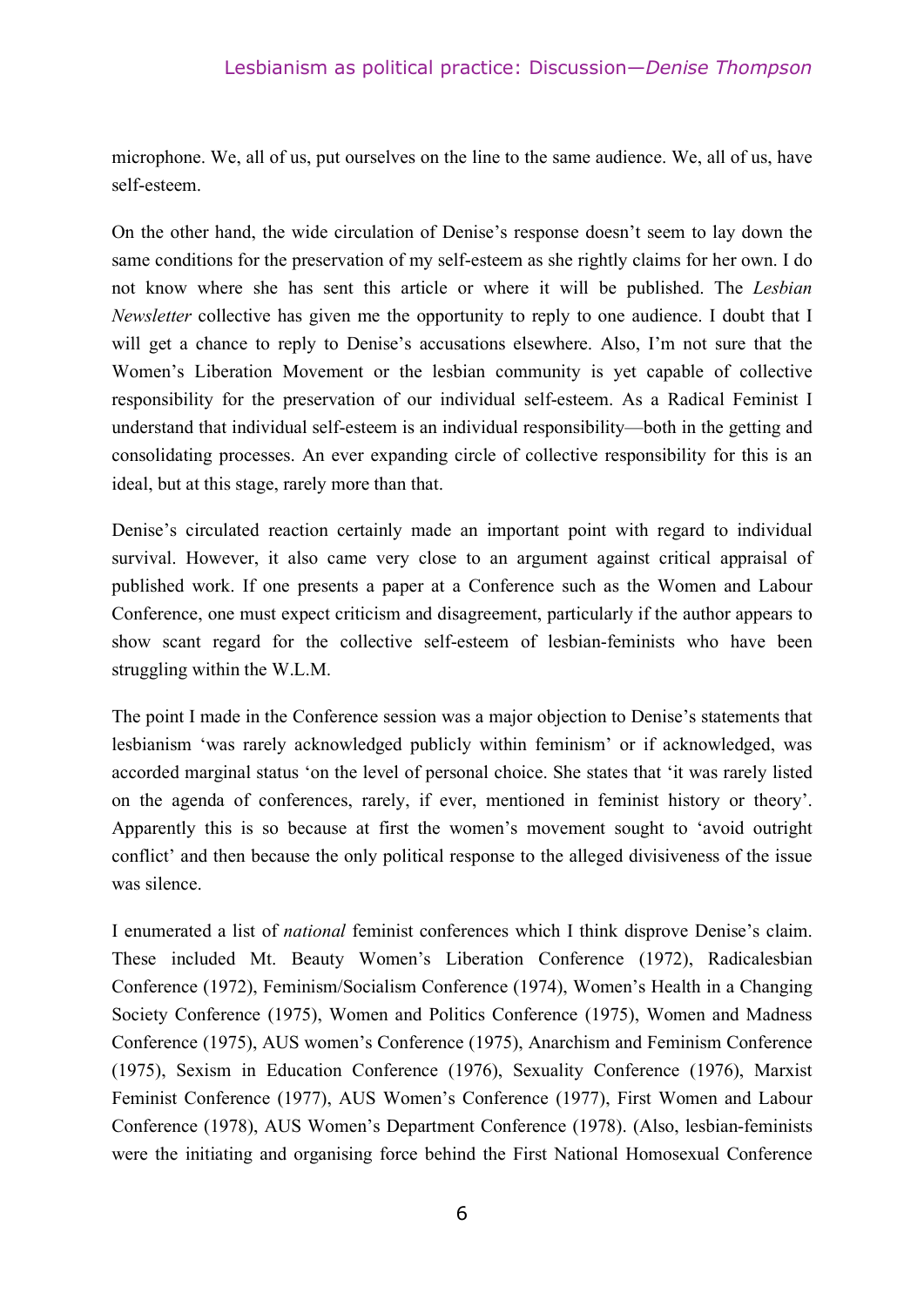microphone. We, all of us, put ourselves on the line to the same audience. We, all of us, have self-esteem.

On the other hand, the wide circulation of Denise's response doesn't seem to lay down the same conditions for the preservation of my self-esteem as she rightly claims for her own. I do not know where she has sent this article or where it will be published. The *Lesbian Newsletter* collective has given me the opportunity to reply to one audience. I doubt that I will get a chance to reply to Denise's accusations elsewhere. Also, I'm not sure that the Women's Liberation Movement or the lesbian community is yet capable of collective responsibility for the preservation of our individual self-esteem. As a Radical Feminist I understand that individual self-esteem is an individual responsibility—both in the getting and consolidating processes. An ever expanding circle of collective responsibility for this is an ideal, but at this stage, rarely more than that.

Denise's circulated reaction certainly made an important point with regard to individual survival. However, it also came very close to an argument against critical appraisal of published work. If one presents a paper at a Conference such as the Women and Labour Conference, one must expect criticism and disagreement, particularly if the author appears to show scant regard for the collective self-esteem of lesbian-feminists who have been struggling within the W.L.M.

The point I made in the Conference session was a major objection to Denise's statements that lesbianism 'was rarely acknowledged publicly within feminism' or if acknowledged, was accorded marginal status 'on the level of personal choice. She states that 'it was rarely listed on the agenda of conferences, rarely, if ever, mentioned in feminist history or theory'. Apparently this is so because at first the women's movement sought to 'avoid outright conflict' and then because the only political response to the alleged divisiveness of the issue was silence.

I enumerated a list of *national* feminist conferences which I think disprove Denise's claim. These included Mt. Beauty Women's Liberation Conference (1972), Radicalesbian Conference (1972), Feminism/Socialism Conference (1974), Women's Health in a Changing Society Conference (1975), Women and Politics Conference (1975), Women and Madness Conference (1975), AUS women's Conference (1975), Anarchism and Feminism Conference (1975), Sexism in Education Conference (1976), Sexuality Conference (1976), Marxist Feminist Conference (1977), AUS Women's Conference (1977), First Women and Labour Conference (1978), AUS Women's Department Conference (1978). (Also, lesbian-feminists were the initiating and organising force behind the First National Homosexual Conference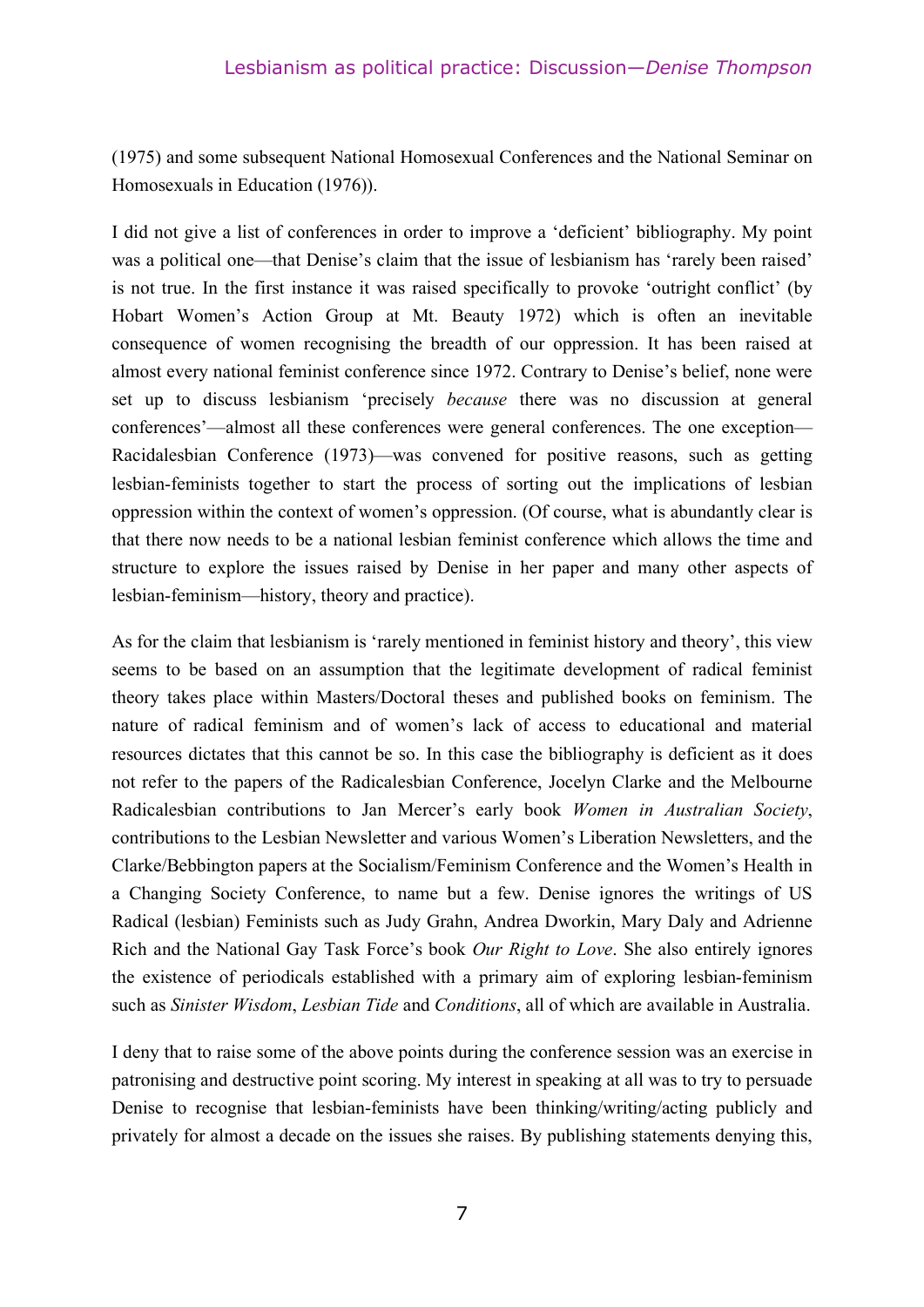(1975) and some subsequent National Homosexual Conferences and the National Seminar on Homosexuals in Education (1976)).

I did not give a list of conferences in order to improve a 'deficient' bibliography. My point was a political one—that Denise's claim that the issue of lesbianism has 'rarely been raised' is not true. In the first instance it was raised specifically to provoke 'outright conflict' (by Hobart Women's Action Group at Mt. Beauty 1972) which is often an inevitable consequence of women recognising the breadth of our oppression. It has been raised at almost every national feminist conference since 1972. Contrary to Denise's belief, none were set up to discuss lesbianism 'precisely *because* there was no discussion at general conferences'—almost all these conferences were general conferences. The one exception—Racidalesbian Conference (1973)—was convened for positive reasons, such as getting lesbian-feminists together to start the process of sorting out the implications of lesbian oppression within the context of women's oppression. (Of course, what is abundantly clear is that there now needs to be a national lesbian feminist conference which allows the time and structure to explore the issues raised by Denise in her paper and many other aspects of lesbian-feminism—history, theory and practice).

As for the claim that lesbianism is 'rarely mentioned in feminist history and theory', this view seems to be based on an assumption that the legitimate development of radical feminist theory takes place within Masters/Doctoral theses and published books on feminism. The nature of radical feminism and of women's lack of access to educational and material resources dictates that this cannot be so. In this case the bibliography is deficient as it does not refer to the papers of the Radicalesbian Conference, Jocelyn Clarke and the Melbourne Radicalesbian contributions to Jan Mercer's early book *Women in Australian Society*, contributions to the Lesbian Newsletter and various Women's Liberation Newsletters, and the Clarke/Bebbington papers at the Socialism/Feminism Conference and the Women's Health in a Changing Society Conference, to name but a few. Denise ignores the writings of US Radical (lesbian) Feminists such as Judy Grahn, Andrea Dworkin, Mary Daly and Adrienne Rich and the National Gay Task Force's book *Our Right to Love*. She also entirely ignores the existence of periodicals established with a primary aim of exploring lesbian-feminism such as *Sinister Wisdom*, *Lesbian Tide* and *Conditions*, all of which are available in Australia.

I deny that to raise some of the above points during the conference session was an exercise in patronising and destructive point scoring. My interest in speaking at all was to try to persuade Denise to recognise that lesbian-feminists have been thinking/writing/acting publicly and privately for almost a decade on the issues she raises. By publishing statements denying this,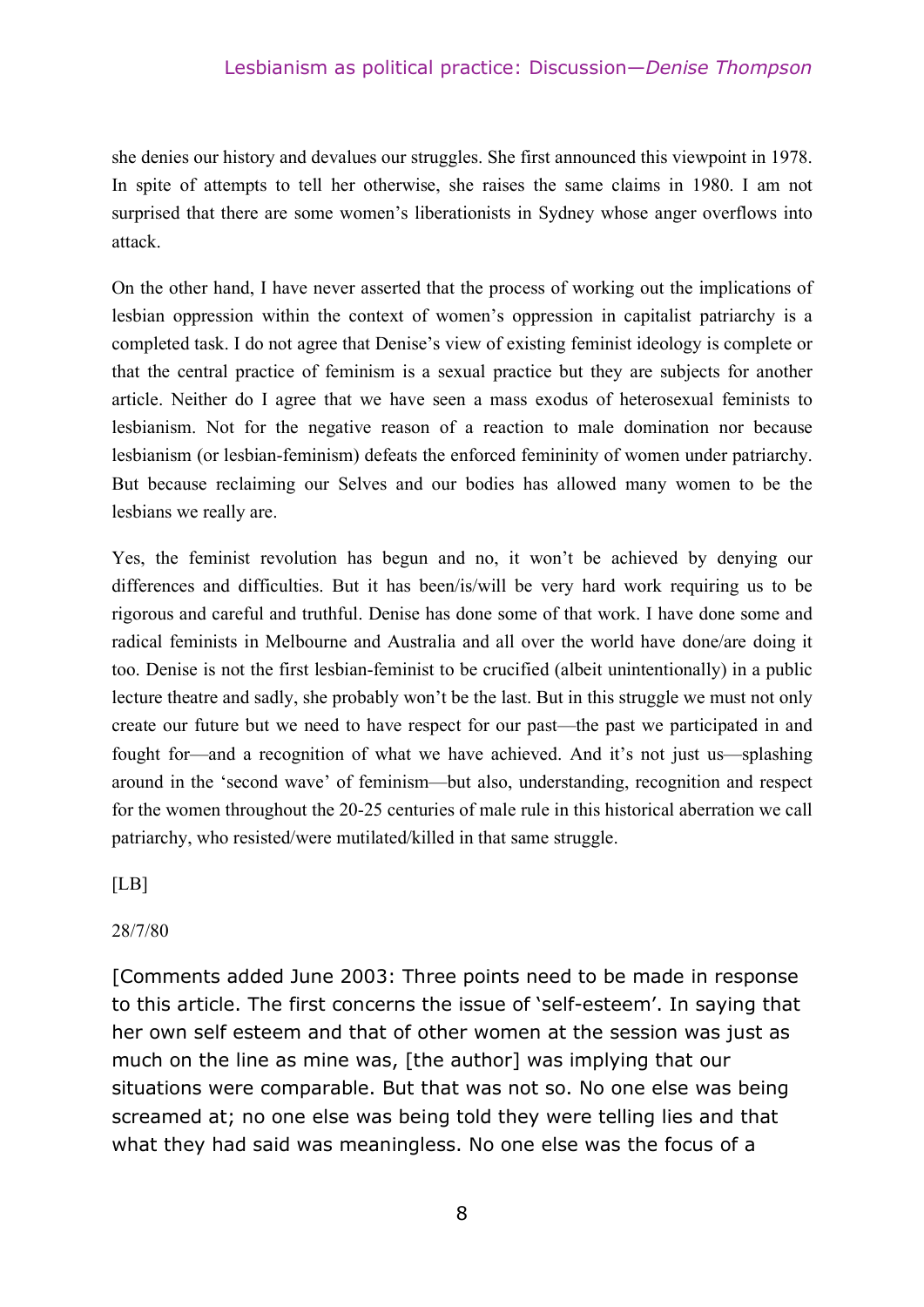she denies our history and devalues our struggles. She first announced this viewpoint in 1978. In spite of attempts to tell her otherwise, she raises the same claims in 1980. I am not surprised that there are some women's liberationists in Sydney whose anger overflows into attack.

On the other hand, I have never asserted that the process of working out the implications of lesbian oppression within the context of women's oppression in capitalist patriarchy is a completed task. I do not agree that Denise's view of existing feminist ideology is complete or that the central practice of feminism is a sexual practice but they are subjects for another article. Neither do I agree that we have seen a mass exodus of heterosexual feminists to lesbianism. Not for the negative reason of a reaction to male domination nor because lesbianism (or lesbian-feminism) defeats the enforced femininity of women under patriarchy. But because reclaiming our Selves and our bodies has allowed many women to be the lesbians we really are.

Yes, the feminist revolution has begun and no, it won't be achieved by denying our differences and difficulties. But it has been/is/will be very hard work requiring us to be rigorous and careful and truthful. Denise has done some of that work. I have done some and radical feminists in Melbourne and Australia and all over the world have done/are doing it too. Denise is not the first lesbian-feminist to be crucified (albeit unintentionally) in a public lecture theatre and sadly, she probably won't be the last. But in this struggle we must not only create our future but we need to have respect for our past—the past we participated in and fought for—and a recognition of what we have achieved. And it's not just us—splashing around in the 'second wave' of feminism—but also, understanding, recognition and respect for the women throughout the 20-25 centuries of male rule in this historical aberration we call patriarchy, who resisted/were mutilated/killed in that same struggle.

[LB]

28/7/80

[Comments added June 2003: Three points need to be made in response to this article. The first concerns the issue of 'self-esteem'. In saying that her own self esteem and that of other women at the session was just as much on the line as mine was, [the author] was implying that our situations were comparable. But that was not so. No one else was being screamed at; no one else was being told they were telling lies and that what they had said was meaningless. No one else was the focus of a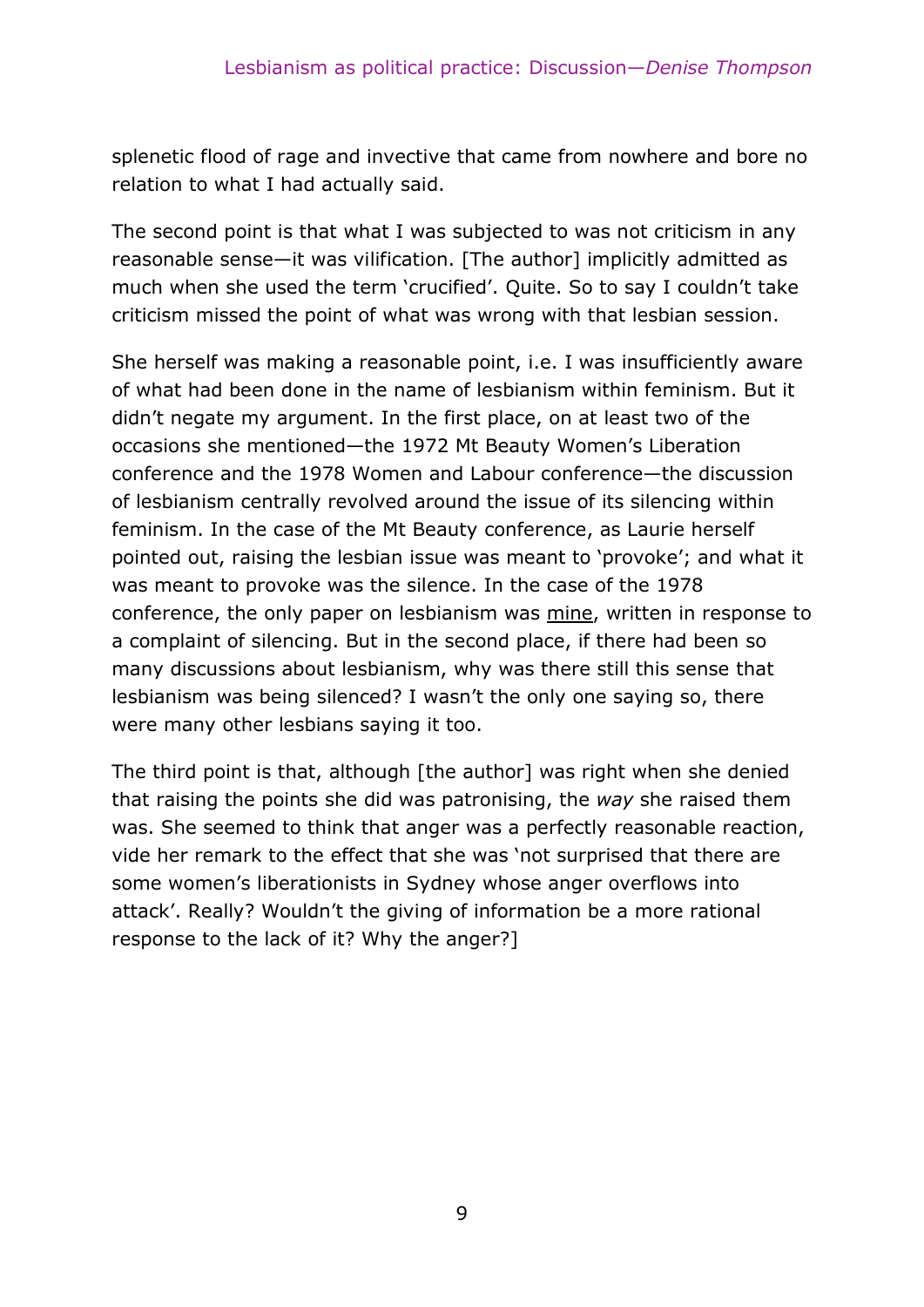splenetic flood of rage and invective that came from nowhere and bore no relation to what I had actually said.

The second point is that what I was subjected to was not criticism in any reasonable sense—it was vilification. [The author] implicitly admitted as much when she used the term 'crucified'. Quite. So to say I couldn't take criticism missed the point of what was wrong with that lesbian session.

She herself was making a reasonable point, i.e. I was insufficiently aware of what had been done in the name of lesbianism within feminism. But it didn't negate my argument. In the first place, on at least two of the occasions she mentioned—the 1972 Mt Beauty Women's Liberation conference and the 1978 Women and Labour conference—the discussion of lesbianism centrally revolved around the issue of its silencing within feminism. In the case of the Mt Beauty conference, as Laurie herself pointed out, raising the lesbian issue was meant to 'provoke'; and what it was meant to provoke was the silence. In the case of the 1978 conference, the only paper on lesbianism was mine, written in response to a complaint of silencing. But in the second place, if there had been so many discussions about lesbianism, why was there still this sense that lesbianism was being silenced? I wasn't the only one saying so, there were many other lesbians saying it too.

The third point is that, although [the author] was right when she denied that raising the points she did was patronising, the *way* she raised them was. She seemed to think that anger was a perfectly reasonable reaction, vide her remark to the effect that she was 'not surprised that there are some women's liberationists in Sydney whose anger overflows into attack'. Really? Wouldn't the giving of information be a more rational response to the lack of it? Why the anger?]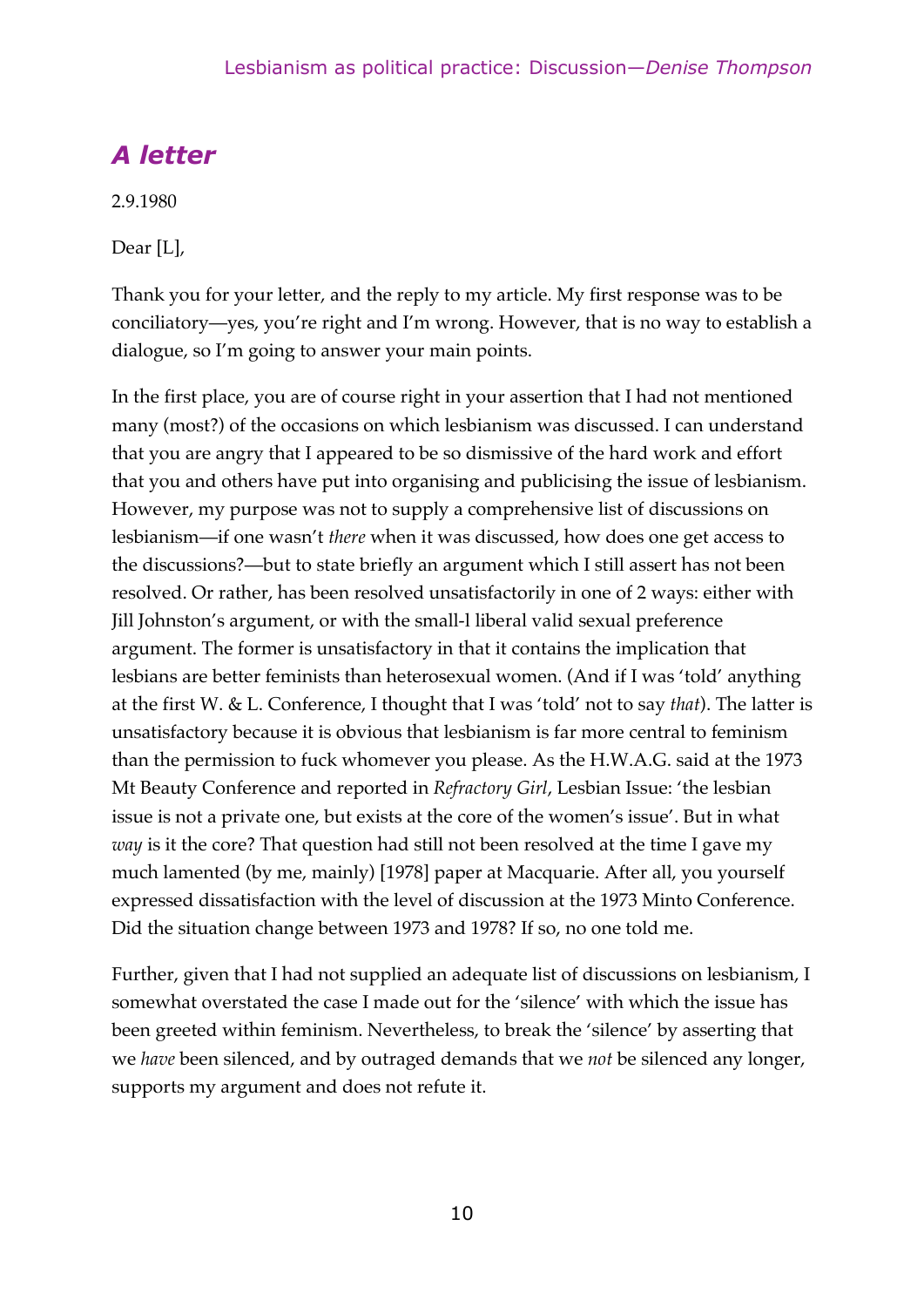## *A letter*

2.9.1980

Dear [L],

Thank you for your letter, and the reply to my article. My first response was to be conciliatory—yes, you're right and I'm wrong. However, that is no way to establish a dialogue, so I'm going to answer your main points.

In the first place, you are of course right in your assertion that I had not mentioned many (most?) of the occasions on which lesbianism was discussed. I can understand that you are angry that I appeared to be so dismissive of the hard work and effort that you and others have put into organising and publicising the issue of lesbianism. However, my purpose was not to supply a comprehensive list of discussions on lesbianism—if one wasn't *there* when it was discussed, how does one get access to the discussions?—but to state briefly an argument which I still assert has not been resolved. Or rather, has been resolved unsatisfactorily in one of 2 ways: either with Jill Johnston's argument, or with the small-l liberal valid sexual preference argument. The former is unsatisfactory in that it contains the implication that lesbians are better feminists than heterosexual women. (And if I was 'told' anything at the first W. & L. Conference, I thought that I was 'told' not to say *that*). The latter is unsatisfactory because it is obvious that lesbianism is far more central to feminism than the permission to fuck whomever you please. As the H.W.A.G. said at the 1973 Mt Beauty Conference and reported in *Refractory Girl*, Lesbian Issue: 'the lesbian issue is not a private one, but exists at the core of the women's issue'. But in what *way* is it the core? That question had still not been resolved at the time I gave my much lamented (by me, mainly) [1978] paper at Macquarie. After all, you yourself expressed dissatisfaction with the level of discussion at the 1973 Minto Conference. Did the situation change between 1973 and 1978? If so, no one told me.

Further, given that I had not supplied an adequate list of discussions on lesbianism, I somewhat overstated the case I made out for the 'silence' with which the issue has been greeted within feminism. Nevertheless, to break the 'silence' by asserting that we *have* been silenced, and by outraged demands that we *not* be silenced any longer, supports my argument and does not refute it.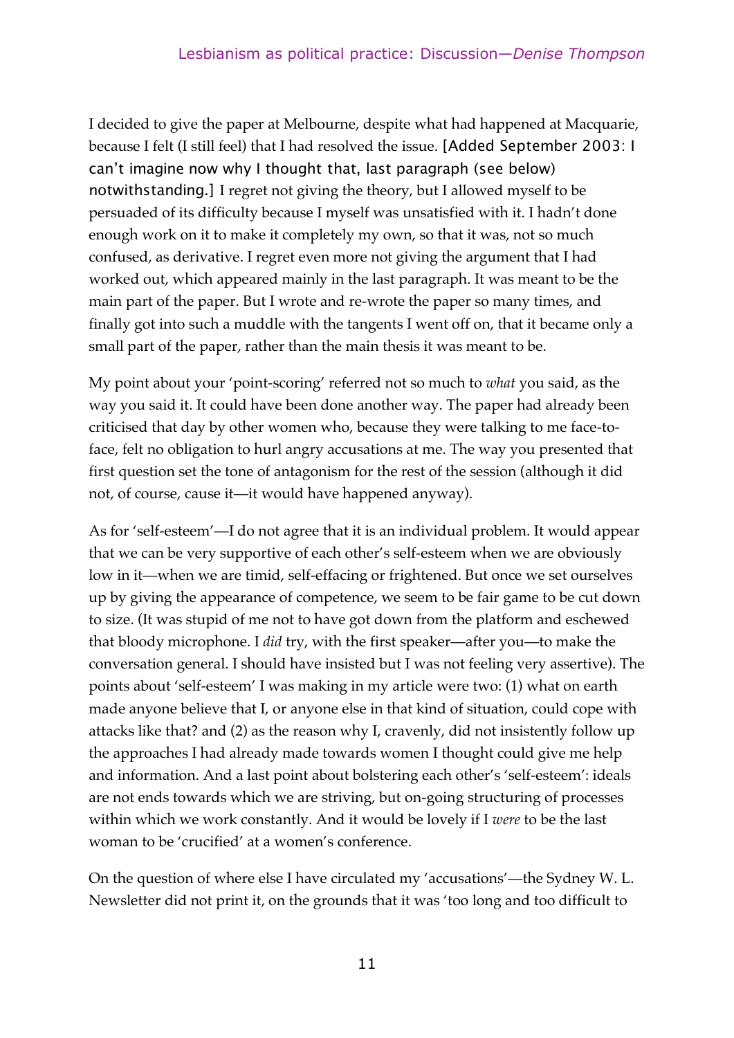I decided to give the paper at Melbourne, despite what had happened at Macquarie, because I felt (I still feel) that I had resolved the issue. [Added September 2003: I can't imagine now why I thought that, last paragraph (see below) notwithstanding.] I regret not giving the theory, but I allowed myself to be persuaded of its difficulty because I myself was unsatisfied with it. I hadn't done enough work on it to make it completely my own, so that it was, not so much confused, as derivative. I regret even more not giving the argument that I had worked out, which appeared mainly in the last paragraph. It was meant to be the main part of the paper. But I wrote and re-wrote the paper so many times, and finally got into such a muddle with the tangents I went off on, that it became only a small part of the paper, rather than the main thesis it was meant to be.

My point about your 'point-scoring' referred not so much to *what* you said, as the way you said it. It could have been done another way. The paper had already been criticised that day by other women who, because they were talking to me face-to-face, felt no obligation to hurl angry accusations at me. The way you presented that first question set the tone of antagonism for the rest of the session (although it did not, of course, cause it—it would have happened anyway).

As for 'self-esteem'—I do not agree that it is an individual problem. It would appear that we can be very supportive of each other's self-esteem when we are obviously low in it—when we are timid, self-effacing or frightened. But once we set ourselves up by giving the appearance of competence, we seem to be fair game to be cut down to size. (It was stupid of me not to have got down from the platform and eschewed that bloody microphone. I *did* try, with the first speaker—after you—to make the conversation general. I should have insisted but I was not feeling very assertive). The points about 'self-esteem' I was making in my article were two: (1) what on earth made anyone believe that I, or anyone else in that kind of situation, could cope with attacks like that? and (2) as the reason why I, cravenly, did not insistently follow up the approaches I had already made towards women I thought could give me help and information. And a last point about bolstering each other's 'self-esteem': ideals are not ends towards which we are striving, but on-going structuring of processes within which we work constantly. And it would be lovely if I *were* to be the last woman to be 'crucified' at a women's conference.

On the question of where else I have circulated my 'accusations'—the Sydney W. L. Newsletter did not print it, on the grounds that it was 'too long and too difficult to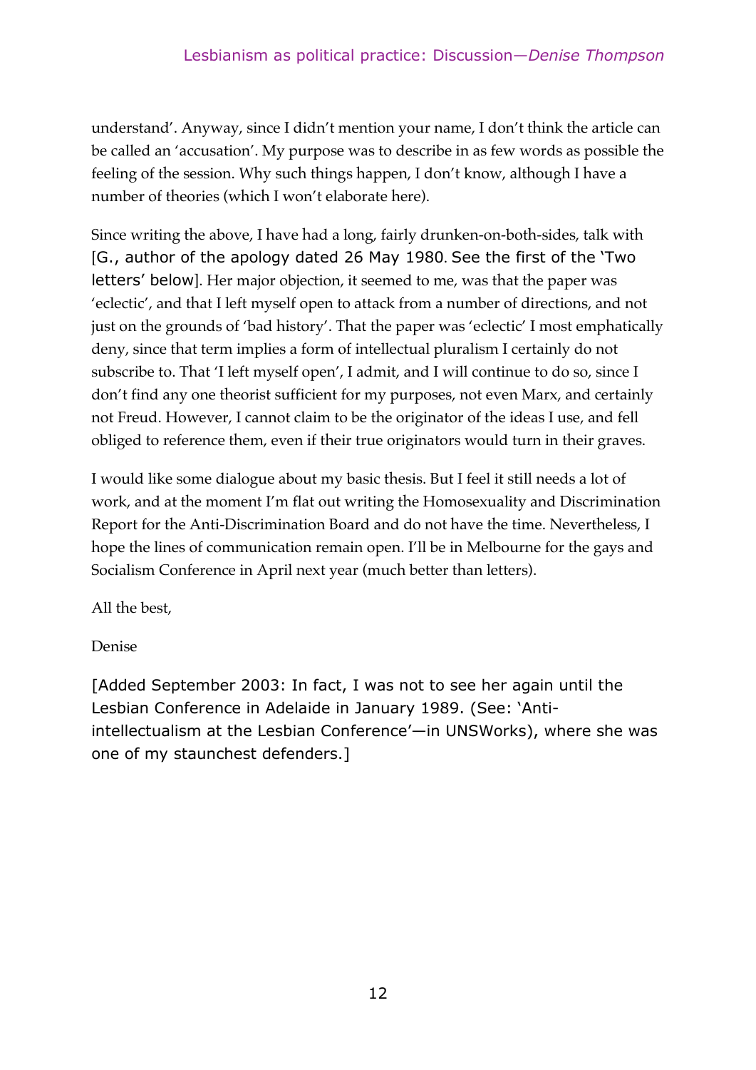understand'. Anyway, since I didn't mention your name, I don't think the article can be called an 'accusation'. My purpose was to describe in as few words as possible the feeling of the session. Why such things happen, I don't know, although I have a number of theories (which I won't elaborate here).

Since writing the above, I have had a long, fairly drunken-on-both-sides, talk with [G., author of the apology dated 26 May 1980. See the first of the 'Two letters' below]. Her major objection, it seemed to me, was that the paper was 'eclectic', and that I left myself open to attack from a number of directions, and not just on the grounds of 'bad history'. That the paper was 'eclectic' I most emphatically deny, since that term implies a form of intellectual pluralism I certainly do not subscribe to. That 'I left myself open', I admit, and I will continue to do so, since I don't find any one theorist sufficient for my purposes, not even Marx, and certainly not Freud. However, I cannot claim to be the originator of the ideas I use, and fell obliged to reference them, even if their true originators would turn in their graves.

I would like some dialogue about my basic thesis. But I feel it still needs a lot of work, and at the moment I'm flat out writing the Homosexuality and Discrimination Report for the Anti-Discrimination Board and do not have the time. Nevertheless, I hope the lines of communication remain open. I'll be in Melbourne for the gays and Socialism Conference in April next year (much better than letters).

All the best,

Denise

[Added September 2003: In fact, I was not to see her again until the Lesbian Conference in Adelaide in January 1989. (See: 'Anti-intellectualism at the Lesbian Conference'—in UNSWorks), where she was one of my staunchest defenders.]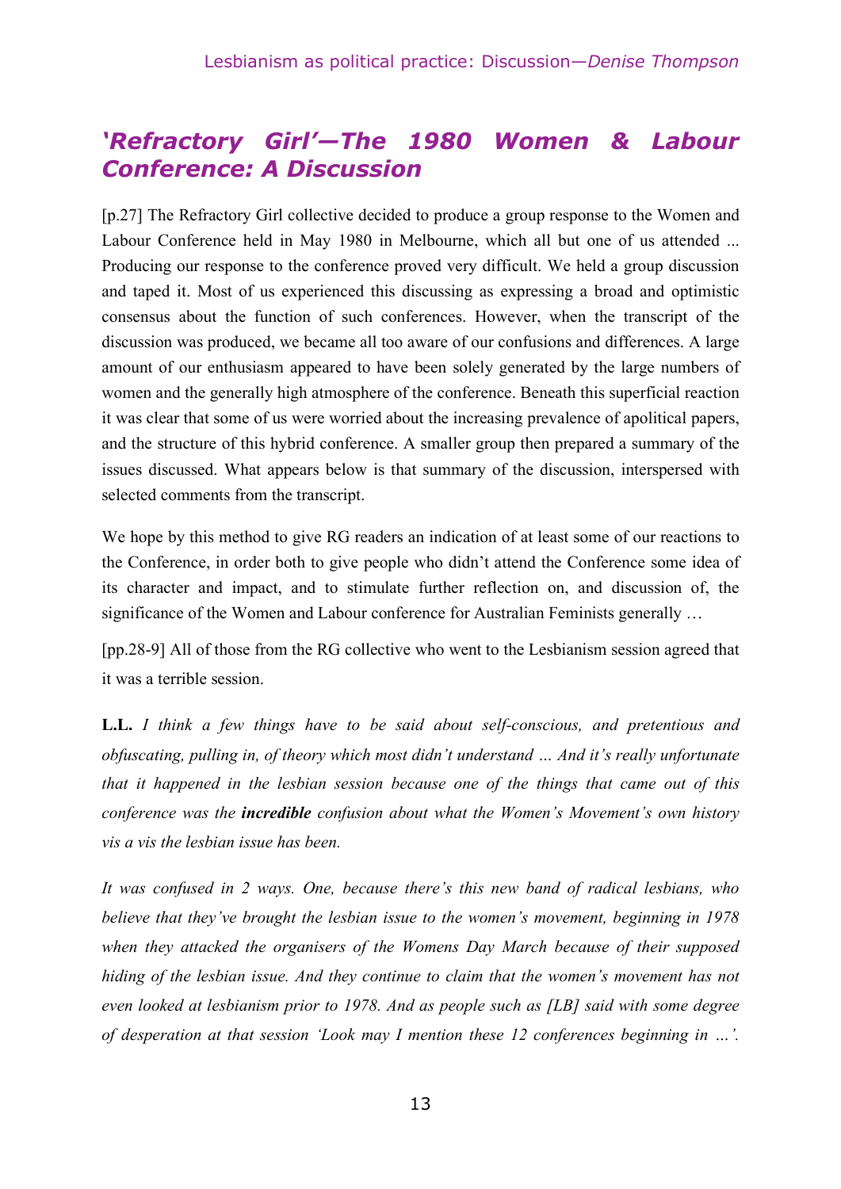## *'Refractory Girl'—The 1980 Women & Labour Conference: A Discussion*

[p.27] The Refractory Girl collective decided to produce a group response to the Women and Labour Conference held in May 1980 in Melbourne, which all but one of us attended ... Producing our response to the conference proved very difficult. We held a group discussion and taped it. Most of us experienced this discussing as expressing a broad and optimistic consensus about the function of such conferences. However, when the transcript of the discussion was produced, we became all too aware of our confusions and differences. A large amount of our enthusiasm appeared to have been solely generated by the large numbers of women and the generally high atmosphere of the conference. Beneath this superficial reaction it was clear that some of us were worried about the increasing prevalence of apolitical papers, and the structure of this hybrid conference. A smaller group then prepared a summary of the issues discussed. What appears below is that summary of the discussion, interspersed with selected comments from the transcript.

We hope by this method to give RG readers an indication of at least some of our reactions to the Conference, in order both to give people who didn't attend the Conference some idea of its character and impact, and to stimulate further reflection on, and discussion of, the significance of the Women and Labour conference for Australian Feminists generally …

[pp.28-9] All of those from the RG collective who went to the Lesbianism session agreed that it was a terrible session.

**L.L.** *I think a few things have to be said about self-conscious, and pretentious and obfuscating, pulling in, of theory which most didn't understand … And it's really unfortunate that it happened in the lesbian session because one of the things that came out of this conference was the* ***incredible*** *confusion about what the Women's Movement's own history vis a vis the lesbian issue has been.*

*It was confused in 2 ways. One, because there's this new band of radical lesbians, who believe that they've brought the lesbian issue to the women's movement, beginning in 1978 when they attacked the organisers of the Womens Day March because of their supposed hiding of the lesbian issue. And they continue to claim that the women's movement has not even looked at lesbianism prior to 1978. And as people such as [LB] said with some degree of desperation at that session 'Look may I mention these 12 conferences beginning in …'.*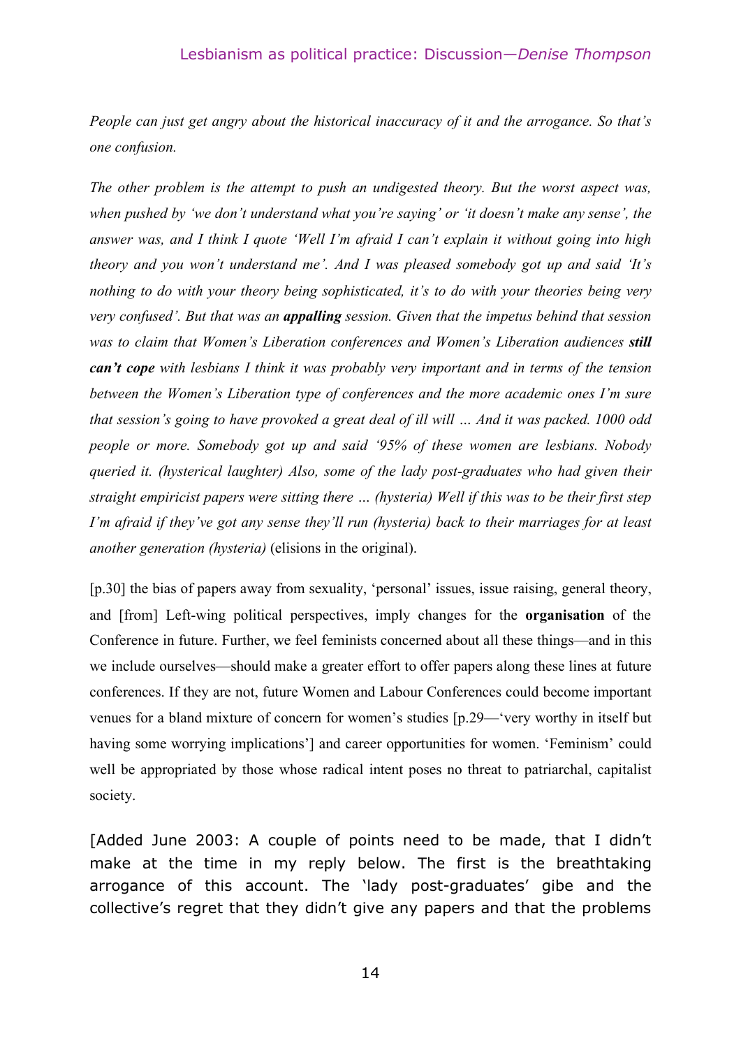*People can just get angry about the historical inaccuracy of it and the arrogance. So that's one confusion.*

*The other problem is the attempt to push an undigested theory. But the worst aspect was, when pushed by 'we don't understand what you're saying' or 'it doesn't make any sense', the answer was, and I think I quote 'Well I'm afraid I can't explain it without going into high theory and you won't understand me'. And I was pleased somebody got up and said 'It's nothing to do with your theory being sophisticated, it's to do with your theories being very very confused'. But that was an* ***appalling*** *session. Given that the impetus behind that session was to claim that Women's Liberation conferences and Women's Liberation audiences* ***still can't cope*** *with lesbians I think it was probably very important and in terms of the tension between the Women's Liberation type of conferences and the more academic ones I'm sure that session's going to have provoked a great deal of ill will … And it was packed. 1000 odd people or more. Somebody got up and said '95% of these women are lesbians. Nobody queried it. (hysterical laughter) Also, some of the lady post-graduates who had given their straight empiricist papers were sitting there … (hysteria) Well if this was to be their first step I'm afraid if they've got any sense they'll run (hysteria) back to their marriages for at least another generation (hysteria)* (elisions in the original).

[p.30] the bias of papers away from sexuality, 'personal' issues, issue raising, general theory, and [from] Left-wing political perspectives, imply changes for the **organisation** of the Conference in future. Further, we feel feminists concerned about all these things—and in this we include ourselves—should make a greater effort to offer papers along these lines at future conferences. If they are not, future Women and Labour Conferences could become important venues for a bland mixture of concern for women's studies [p.29—'very worthy in itself but having some worrying implications'] and career opportunities for women. 'Feminism' could well be appropriated by those whose radical intent poses no threat to patriarchal, capitalist society.

[Added June 2003: A couple of points need to be made, that I didn't make at the time in my reply below. The first is the breathtaking arrogance of this account. The 'lady post-graduates' gibe and the collective's regret that they didn't give any papers and that the problems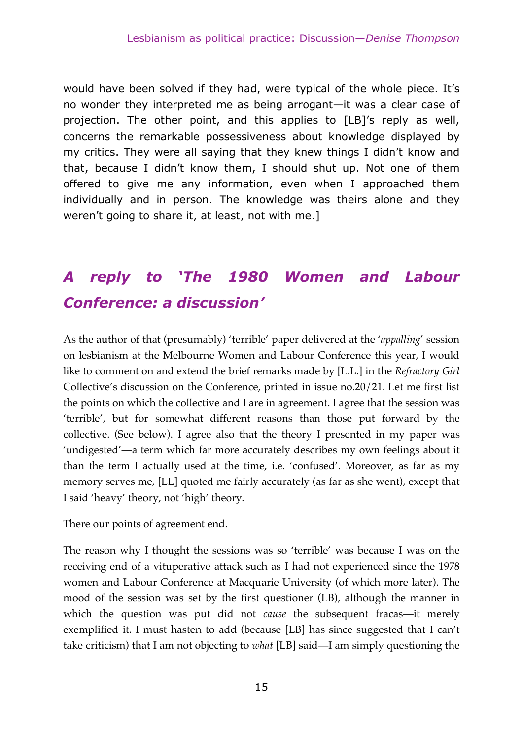would have been solved if they had, were typical of the whole piece. It's no wonder they interpreted me as being arrogant—it was a clear case of projection. The other point, and this applies to [LB]'s reply as well, concerns the remarkable possessiveness about knowledge displayed by my critics. They were all saying that they knew things I didn't know and that, because I didn't know them, I should shut up. Not one of them offered to give me any information, even when I approached them individually and in person. The knowledge was theirs alone and they weren't going to share it, at least, not with me.]

## *A reply to 'The 1980 Women and Labour Conference: a discussion'*

As the author of that (presumably) 'terrible' paper delivered at the '*appalling*' session on lesbianism at the Melbourne Women and Labour Conference this year, I would like to comment on and extend the brief remarks made by [L.L.] in the *Refractory Girl* Collective's discussion on the Conference, printed in issue no.20/21. Let me first list the points on which the collective and I are in agreement. I agree that the session was 'terrible', but for somewhat different reasons than those put forward by the collective. (See below). I agree also that the theory I presented in my paper was 'undigested'—a term which far more accurately describes my own feelings about it than the term I actually used at the time, i.e. 'confused'. Moreover, as far as my memory serves me, [LL] quoted me fairly accurately (as far as she went), except that I said 'heavy' theory, not 'high' theory.

There our points of agreement end.

The reason why I thought the sessions was so 'terrible' was because I was on the receiving end of a vituperative attack such as I had not experienced since the 1978 women and Labour Conference at Macquarie University (of which more later). The mood of the session was set by the first questioner (LB), although the manner in which the question was put did not *cause* the subsequent fracas—it merely exemplified it. I must hasten to add (because [LB] has since suggested that I can't take criticism) that I am not objecting to *what* [LB] said—I am simply questioning the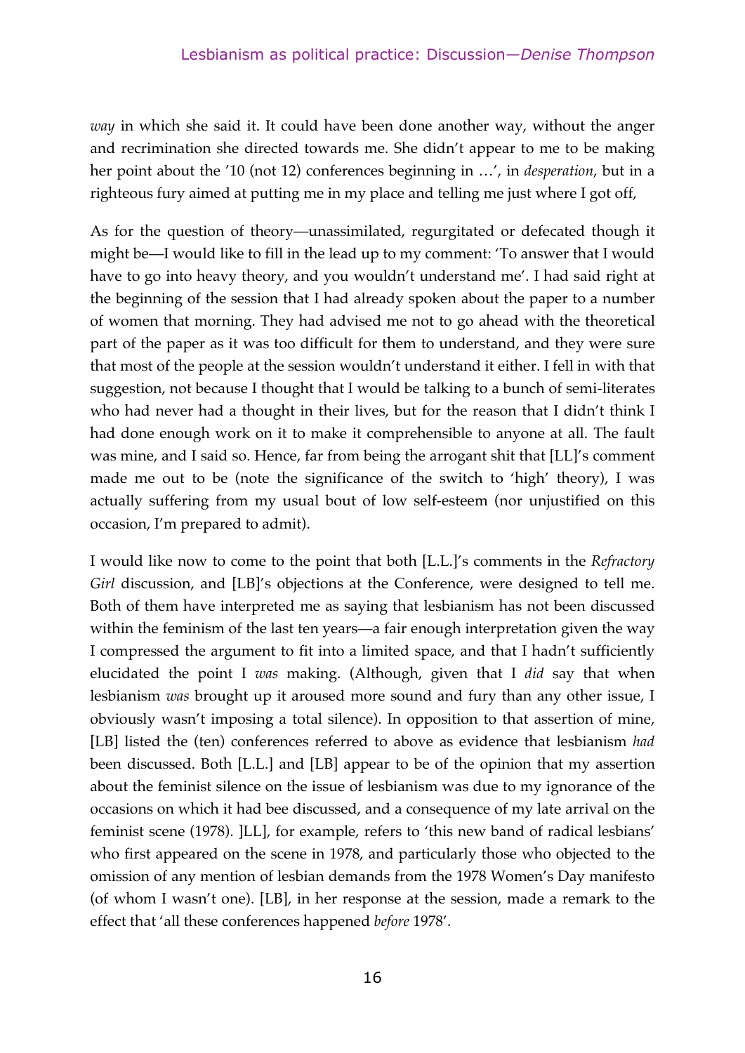*way* in which she said it. It could have been done another way, without the anger and recrimination she directed towards me. She didn't appear to me to be making her point about the '10 (not 12) conferences beginning in …', in *desperation*, but in a righteous fury aimed at putting me in my place and telling me just where I got off,

As for the question of theory—unassimilated, regurgitated or defecated though it might be—I would like to fill in the lead up to my comment: 'To answer that I would have to go into heavy theory, and you wouldn't understand me'. I had said right at the beginning of the session that I had already spoken about the paper to a number of women that morning. They had advised me not to go ahead with the theoretical part of the paper as it was too difficult for them to understand, and they were sure that most of the people at the session wouldn't understand it either. I fell in with that suggestion, not because I thought that I would be talking to a bunch of semi-literates who had never had a thought in their lives, but for the reason that I didn't think I had done enough work on it to make it comprehensible to anyone at all. The fault was mine, and I said so. Hence, far from being the arrogant shit that [LL]'s comment made me out to be (note the significance of the switch to 'high' theory), I was actually suffering from my usual bout of low self-esteem (nor unjustified on this occasion, I'm prepared to admit).

I would like now to come to the point that both [L.L.]'s comments in the *Refractory Girl* discussion, and [LB]'s objections at the Conference, were designed to tell me. Both of them have interpreted me as saying that lesbianism has not been discussed within the feminism of the last ten years—a fair enough interpretation given the way I compressed the argument to fit into a limited space, and that I hadn't sufficiently elucidated the point I *was* making. (Although, given that I *did* say that when lesbianism *was* brought up it aroused more sound and fury than any other issue, I obviously wasn't imposing a total silence). In opposition to that assertion of mine, [LB] listed the (ten) conferences referred to above as evidence that lesbianism *had* been discussed. Both [L.L.] and [LB] appear to be of the opinion that my assertion about the feminist silence on the issue of lesbianism was due to my ignorance of the occasions on which it had bee discussed, and a consequence of my late arrival on the feminist scene (1978). ]LL], for example, refers to 'this new band of radical lesbians' who first appeared on the scene in 1978, and particularly those who objected to the omission of any mention of lesbian demands from the 1978 Women's Day manifesto (of whom I wasn't one). [LB], in her response at the session, made a remark to the effect that 'all these conferences happened *before* 1978'.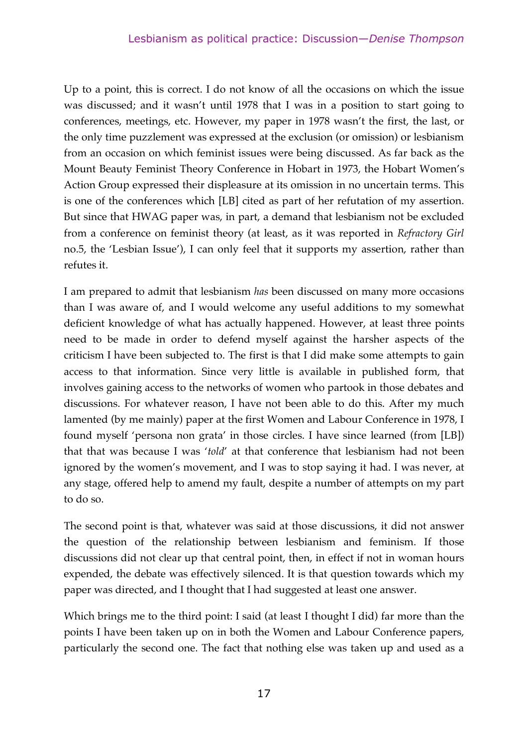Up to a point, this is correct. I do not know of all the occasions on which the issue was discussed; and it wasn't until 1978 that I was in a position to start going to conferences, meetings, etc. However, my paper in 1978 wasn't the first, the last, or the only time puzzlement was expressed at the exclusion (or omission) or lesbianism from an occasion on which feminist issues were being discussed. As far back as the Mount Beauty Feminist Theory Conference in Hobart in 1973, the Hobart Women's Action Group expressed their displeasure at its omission in no uncertain terms. This is one of the conferences which [LB] cited as part of her refutation of my assertion. But since that HWAG paper was, in part, a demand that lesbianism not be excluded from a conference on feminist theory (at least, as it was reported in *Refractory Girl* no.5, the 'Lesbian Issue'), I can only feel that it supports my assertion, rather than refutes it.

I am prepared to admit that lesbianism *has* been discussed on many more occasions than I was aware of, and I would welcome any useful additions to my somewhat deficient knowledge of what has actually happened. However, at least three points need to be made in order to defend myself against the harsher aspects of the criticism I have been subjected to. The first is that I did make some attempts to gain access to that information. Since very little is available in published form, that involves gaining access to the networks of women who partook in those debates and discussions. For whatever reason, I have not been able to do this. After my much lamented (by me mainly) paper at the first Women and Labour Conference in 1978, I found myself 'persona non grata' in those circles. I have since learned (from [LB]) that that was because I was '*told*' at that conference that lesbianism had not been ignored by the women's movement, and I was to stop saying it had. I was never, at any stage, offered help to amend my fault, despite a number of attempts on my part to do so.

The second point is that, whatever was said at those discussions, it did not answer the question of the relationship between lesbianism and feminism. If those discussions did not clear up that central point, then, in effect if not in woman hours expended, the debate was effectively silenced. It is that question towards which my paper was directed, and I thought that I had suggested at least one answer.

Which brings me to the third point: I said (at least I thought I did) far more than the points I have been taken up on in both the Women and Labour Conference papers, particularly the second one. The fact that nothing else was taken up and used as a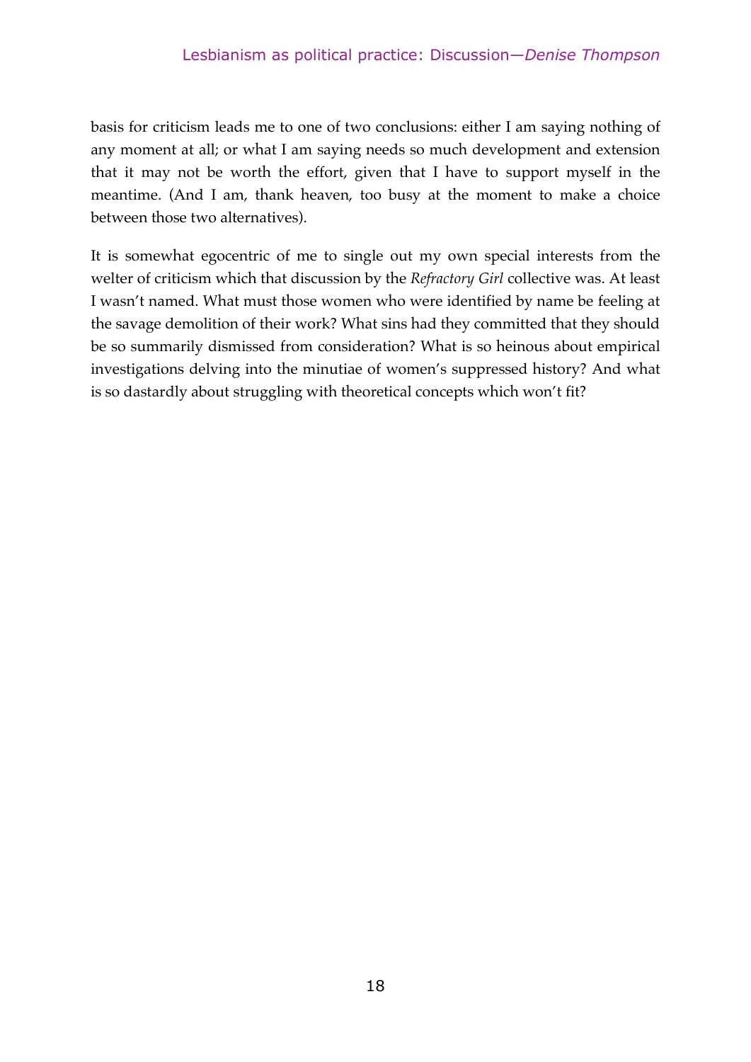basis for criticism leads me to one of two conclusions: either I am saying nothing of any moment at all; or what I am saying needs so much development and extension that it may not be worth the effort, given that I have to support myself in the meantime. (And I am, thank heaven, too busy at the moment to make a choice between those two alternatives).

It is somewhat egocentric of me to single out my own special interests from the welter of criticism which that discussion by the *Refractory Girl* collective was. At least I wasn't named. What must those women who were identified by name be feeling at the savage demolition of their work? What sins had they committed that they should be so summarily dismissed from consideration? What is so heinous about empirical investigations delving into the minutiae of women's suppressed history? And what is so dastardly about struggling with theoretical concepts which won't fit?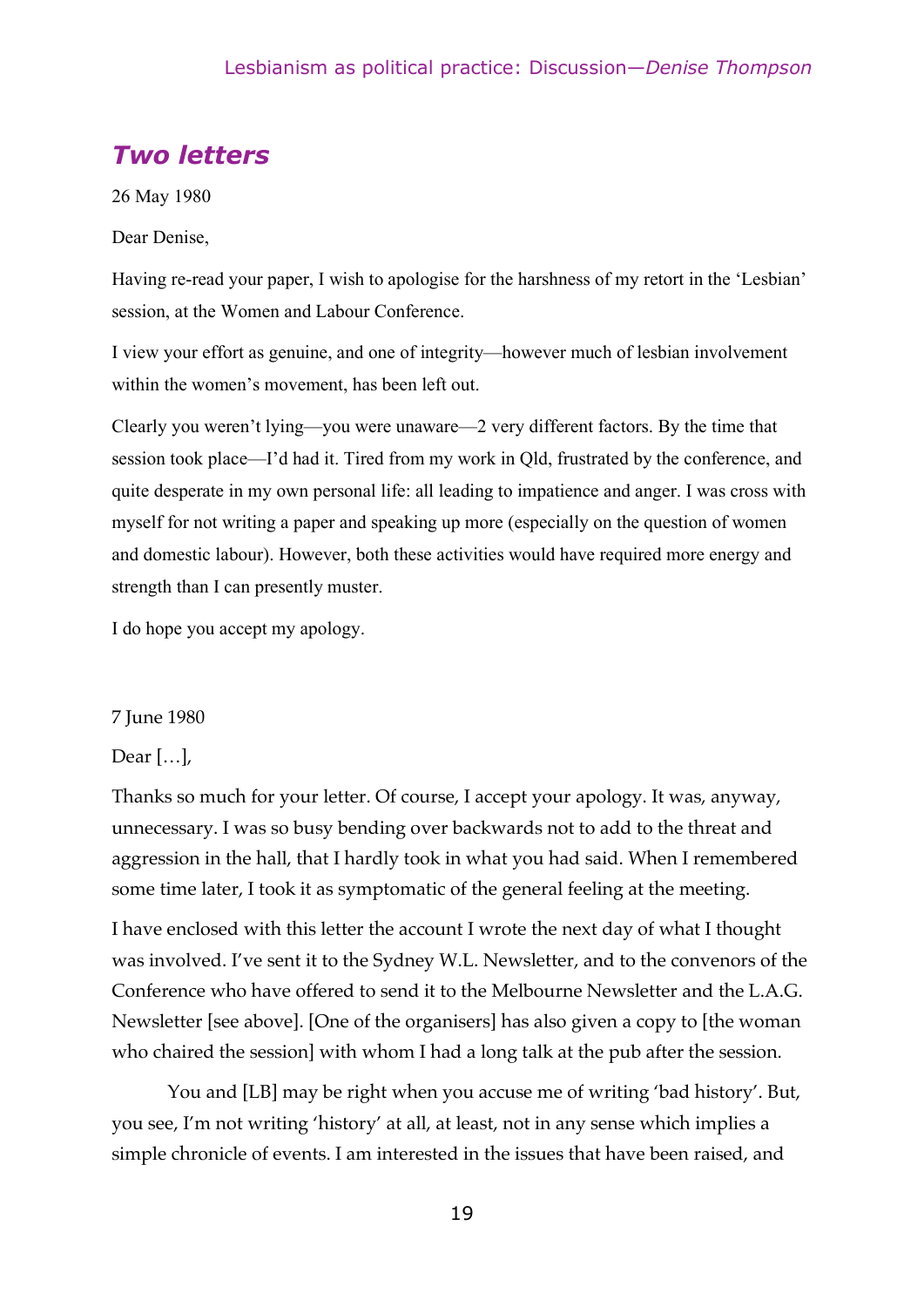## *Two letters*

26 May 1980

Dear Denise,

Having re-read your paper, I wish to apologise for the harshness of my retort in the 'Lesbian' session, at the Women and Labour Conference.

I view your effort as genuine, and one of integrity—however much of lesbian involvement within the women's movement, has been left out.

Clearly you weren't lying—you were unaware—2 very different factors. By the time that session took place—I'd had it. Tired from my work in Qld, frustrated by the conference, and quite desperate in my own personal life: all leading to impatience and anger. I was cross with myself for not writing a paper and speaking up more (especially on the question of women and domestic labour). However, both these activities would have required more energy and strength than I can presently muster.

I do hope you accept my apology.

7 June 1980

Dear […],

Thanks so much for your letter. Of course, I accept your apology. It was, anyway, unnecessary. I was so busy bending over backwards not to add to the threat and aggression in the hall, that I hardly took in what you had said. When I remembered some time later, I took it as symptomatic of the general feeling at the meeting.

I have enclosed with this letter the account I wrote the next day of what I thought was involved. I've sent it to the Sydney W.L. Newsletter, and to the convenors of the Conference who have offered to send it to the Melbourne Newsletter and the L.A.G. Newsletter [see above]. [One of the organisers] has also given a copy to [the woman who chaired the session] with whom I had a long talk at the pub after the session.

You and [LB] may be right when you accuse me of writing 'bad history'. But, you see, I'm not writing 'history' at all, at least, not in any sense which implies a simple chronicle of events. I am interested in the issues that have been raised, and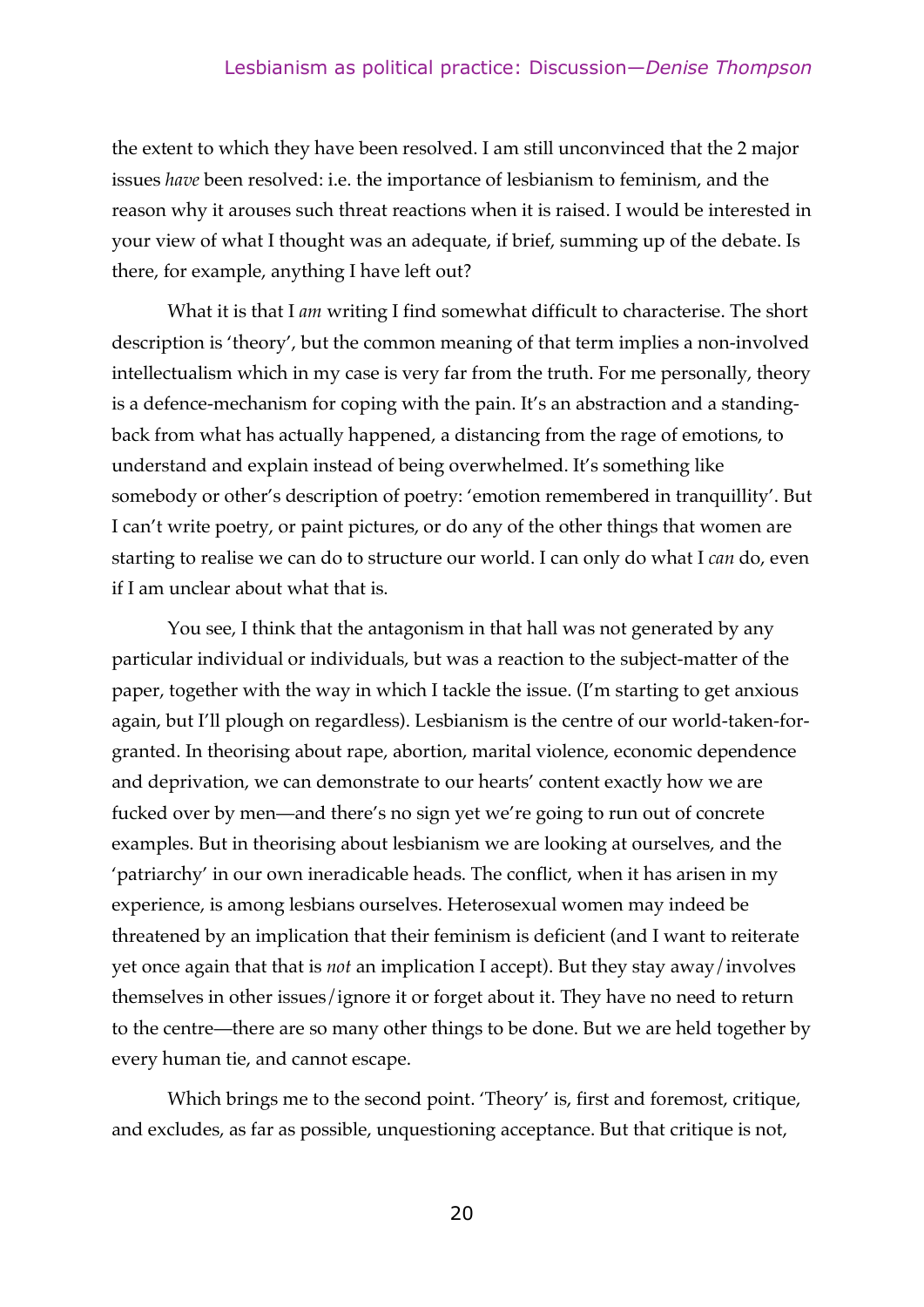the extent to which they have been resolved. I am still unconvinced that the 2 major issues *have* been resolved: i.e. the importance of lesbianism to feminism, and the reason why it arouses such threat reactions when it is raised. I would be interested in your view of what I thought was an adequate, if brief, summing up of the debate. Is there, for example, anything I have left out?

What it is that I *am* writing I find somewhat difficult to characterise. The short description is 'theory', but the common meaning of that term implies a non-involved intellectualism which in my case is very far from the truth. For me personally, theory is a defence-mechanism for coping with the pain. It's an abstraction and a standing-back from what has actually happened, a distancing from the rage of emotions, to understand and explain instead of being overwhelmed. It's something like somebody or other's description of poetry: 'emotion remembered in tranquillity'. But I can't write poetry, or paint pictures, or do any of the other things that women are starting to realise we can do to structure our world. I can only do what I *can* do, even if I am unclear about what that is.

You see, I think that the antagonism in that hall was not generated by any particular individual or individuals, but was a reaction to the subject-matter of the paper, together with the way in which I tackle the issue. (I'm starting to get anxious again, but I'll plough on regardless). Lesbianism is the centre of our world-taken-for-granted. In theorising about rape, abortion, marital violence, economic dependence and deprivation, we can demonstrate to our hearts' content exactly how we are fucked over by men—and there's no sign yet we're going to run out of concrete examples. But in theorising about lesbianism we are looking at ourselves, and the 'patriarchy' in our own ineradicable heads. The conflict, when it has arisen in my experience, is among lesbians ourselves. Heterosexual women may indeed be threatened by an implication that their feminism is deficient (and I want to reiterate yet once again that that is *not* an implication I accept). But they stay away/involves themselves in other issues/ignore it or forget about it. They have no need to return to the centre—there are so many other things to be done. But we are held together by every human tie, and cannot escape.

Which brings me to the second point. 'Theory' is, first and foremost, critique, and excludes, as far as possible, unquestioning acceptance. But that critique is not,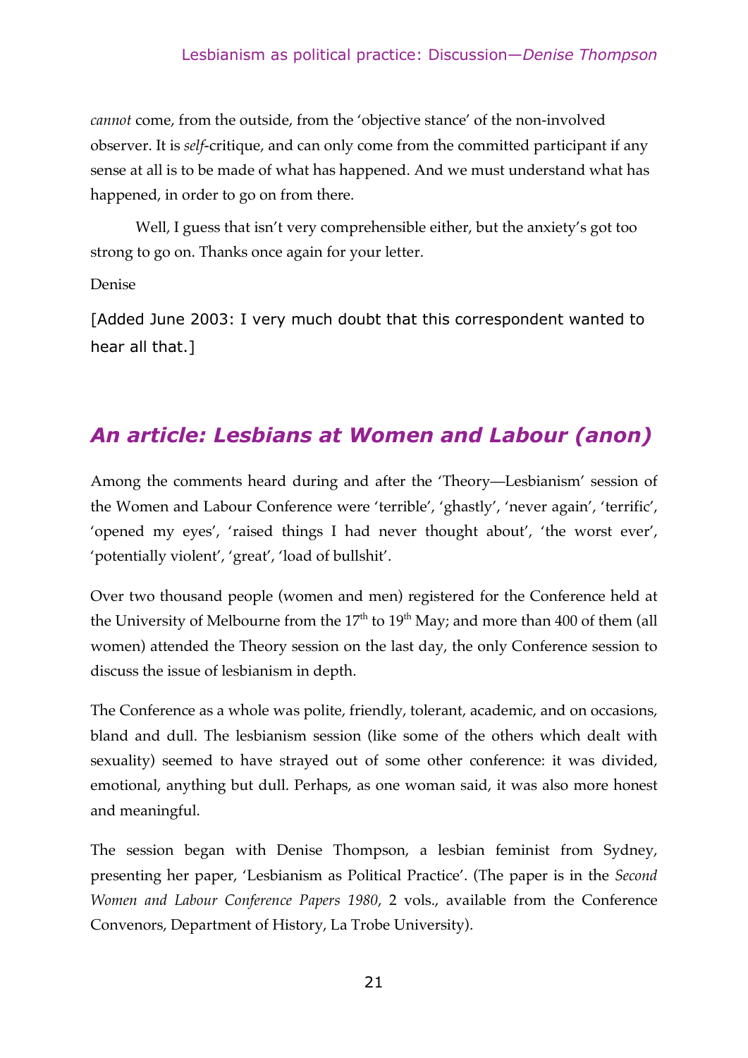*cannot* come, from the outside, from the 'objective stance' of the non-involved observer. It is *self*-critique, and can only come from the committed participant if any sense at all is to be made of what has happened. And we must understand what has happened, in order to go on from there.

Well, I guess that isn't very comprehensible either, but the anxiety's got too strong to go on. Thanks once again for your letter.

Denise

[Added June 2003: I very much doubt that this correspondent wanted to hear all that.]

## *An article: Lesbians at Women and Labour (anon)*

Among the comments heard during and after the 'Theory—Lesbianism' session of the Women and Labour Conference were 'terrible', 'ghastly', 'never again', 'terrific', 'opened my eyes', 'raised things I had never thought about', 'the worst ever', 'potentially violent', 'great', 'load of bullshit'.

Over two thousand people (women and men) registered for the Conference held at the University of Melbourne from the 17th to 19th May; and more than 400 of them (all women) attended the Theory session on the last day, the only Conference session to discuss the issue of lesbianism in depth.

The Conference as a whole was polite, friendly, tolerant, academic, and on occasions, bland and dull. The lesbianism session (like some of the others which dealt with sexuality) seemed to have strayed out of some other conference: it was divided, emotional, anything but dull. Perhaps, as one woman said, it was also more honest and meaningful.

The session began with Denise Thompson, a lesbian feminist from Sydney, presenting her paper, 'Lesbianism as Political Practice'. (The paper is in the *Second Women and Labour Conference Papers 1980*, 2 vols., available from the Conference Convenors, Department of History, La Trobe University).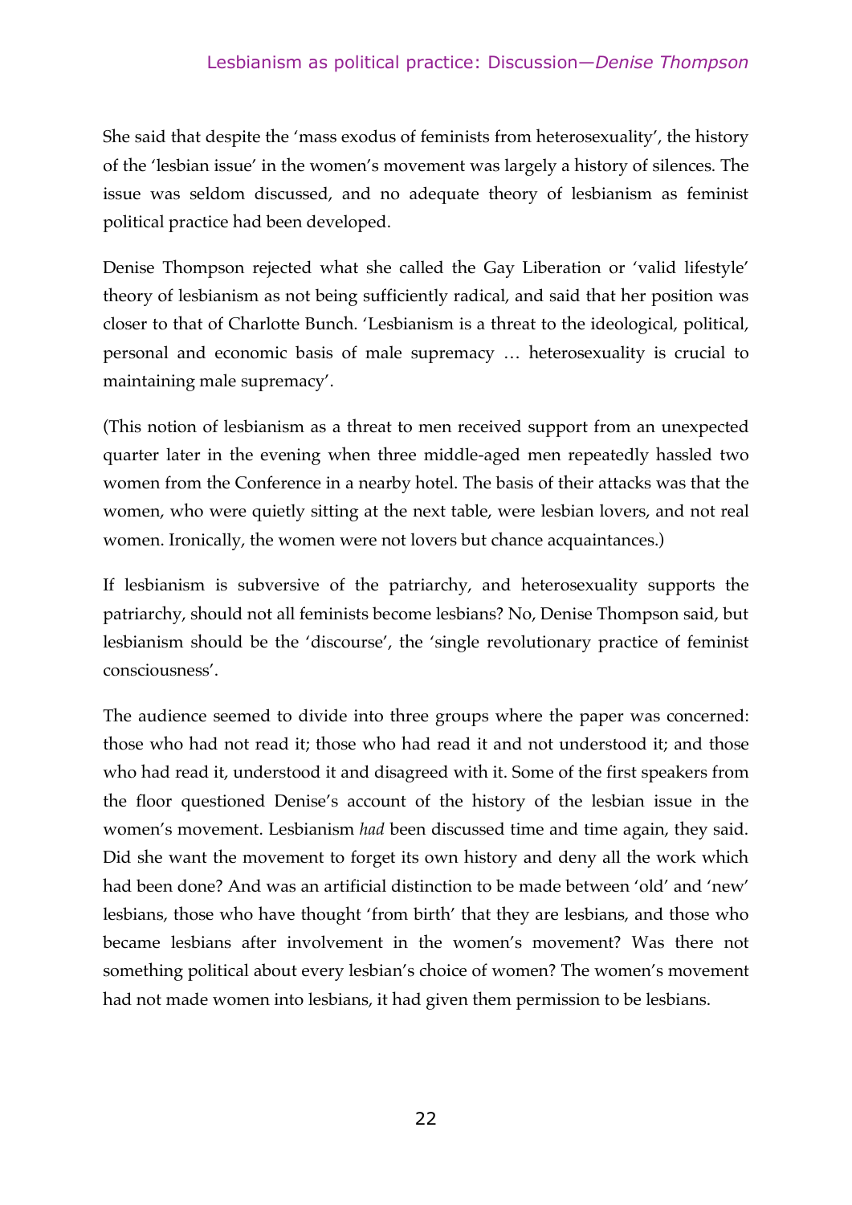She said that despite the 'mass exodus of feminists from heterosexuality', the history of the 'lesbian issue' in the women's movement was largely a history of silences. The issue was seldom discussed, and no adequate theory of lesbianism as feminist political practice had been developed.

Denise Thompson rejected what she called the Gay Liberation or 'valid lifestyle' theory of lesbianism as not being sufficiently radical, and said that her position was closer to that of Charlotte Bunch. 'Lesbianism is a threat to the ideological, political, personal and economic basis of male supremacy … heterosexuality is crucial to maintaining male supremacy'.

(This notion of lesbianism as a threat to men received support from an unexpected quarter later in the evening when three middle-aged men repeatedly hassled two women from the Conference in a nearby hotel. The basis of their attacks was that the women, who were quietly sitting at the next table, were lesbian lovers, and not real women. Ironically, the women were not lovers but chance acquaintances.)

If lesbianism is subversive of the patriarchy, and heterosexuality supports the patriarchy, should not all feminists become lesbians? No, Denise Thompson said, but lesbianism should be the 'discourse', the 'single revolutionary practice of feminist consciousness'.

The audience seemed to divide into three groups where the paper was concerned: those who had not read it; those who had read it and not understood it; and those who had read it, understood it and disagreed with it. Some of the first speakers from the floor questioned Denise's account of the history of the lesbian issue in the women's movement. Lesbianism *had* been discussed time and time again, they said. Did she want the movement to forget its own history and deny all the work which had been done? And was an artificial distinction to be made between 'old' and 'new' lesbians, those who have thought 'from birth' that they are lesbians, and those who became lesbians after involvement in the women's movement? Was there not something political about every lesbian's choice of women? The women's movement had not made women into lesbians, it had given them permission to be lesbians.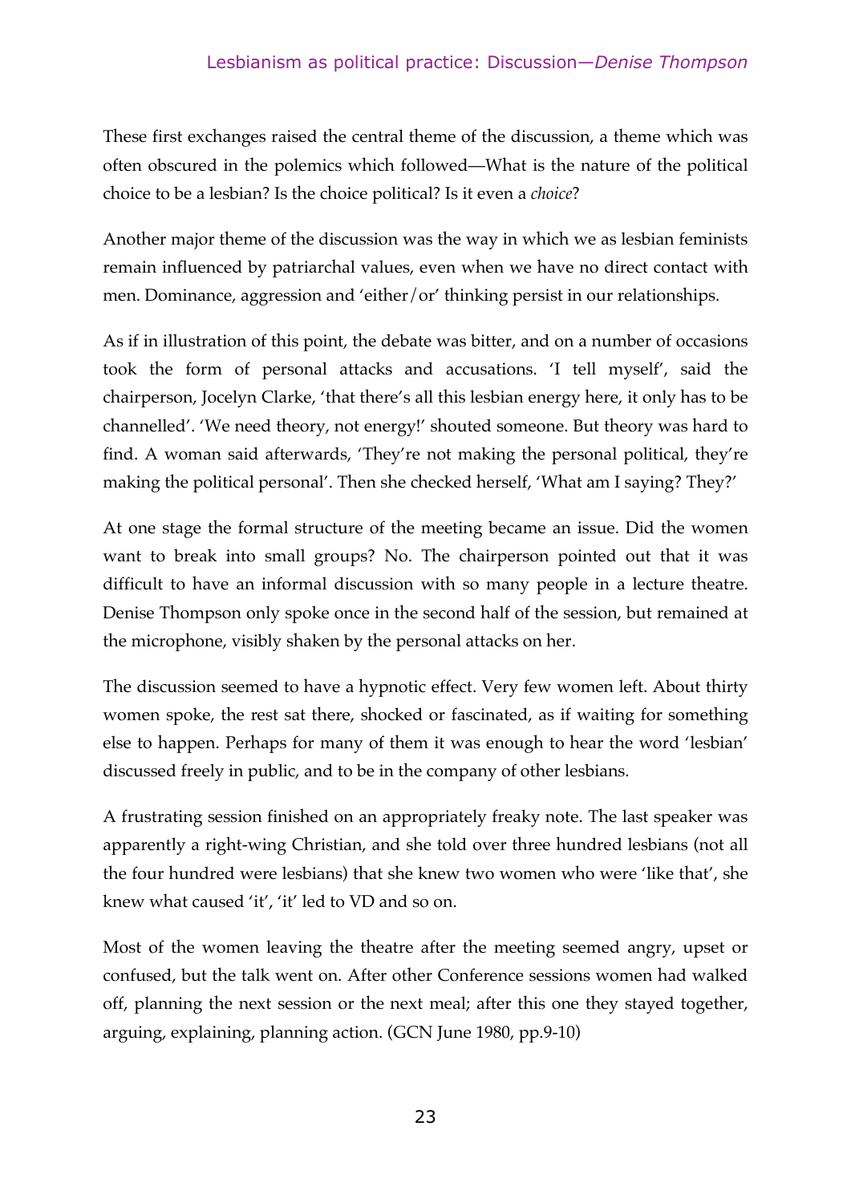These first exchanges raised the central theme of the discussion, a theme which was often obscured in the polemics which followed—What is the nature of the political choice to be a lesbian? Is the choice political? Is it even a *choice*?

Another major theme of the discussion was the way in which we as lesbian feminists remain influenced by patriarchal values, even when we have no direct contact with men. Dominance, aggression and 'either/or' thinking persist in our relationships.

As if in illustration of this point, the debate was bitter, and on a number of occasions took the form of personal attacks and accusations. 'I tell myself', said the chairperson, Jocelyn Clarke, 'that there's all this lesbian energy here, it only has to be channelled'. 'We need theory, not energy!' shouted someone. But theory was hard to find. A woman said afterwards, 'They're not making the personal political, they're making the political personal'. Then she checked herself, 'What am I saying? They?'

At one stage the formal structure of the meeting became an issue. Did the women want to break into small groups? No. The chairperson pointed out that it was difficult to have an informal discussion with so many people in a lecture theatre. Denise Thompson only spoke once in the second half of the session, but remained at the microphone, visibly shaken by the personal attacks on her.

The discussion seemed to have a hypnotic effect. Very few women left. About thirty women spoke, the rest sat there, shocked or fascinated, as if waiting for something else to happen. Perhaps for many of them it was enough to hear the word 'lesbian' discussed freely in public, and to be in the company of other lesbians.

A frustrating session finished on an appropriately freaky note. The last speaker was apparently a right-wing Christian, and she told over three hundred lesbians (not all the four hundred were lesbians) that she knew two women who were 'like that', she knew what caused 'it', 'it' led to VD and so on.

Most of the women leaving the theatre after the meeting seemed angry, upset or confused, but the talk went on. After other Conference sessions women had walked off, planning the next session or the next meal; after this one they stayed together, arguing, explaining, planning action. (GCN June 1980, pp.9-10)